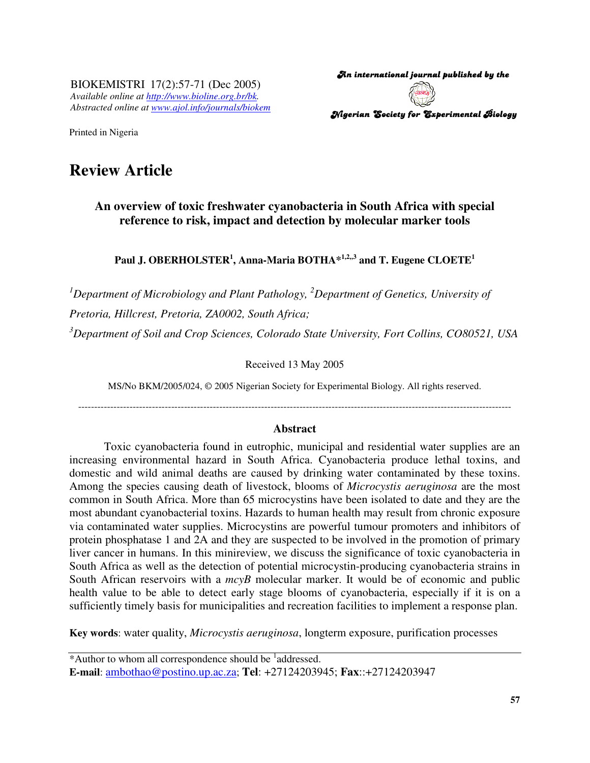BIOKEMISTRI 17(2):57-71 (Dec 2005)
*Available online at http://www.bioline.org.br/bk.*
*Abstracted online at www.ajol.info/journals/biokem*

Printed in Nigeria

*An international journal published by the*

*Nigerian Society for Experimental Biology*

# Review Article

## An overview of toxic freshwater cyanobacteria in South Africa with special reference to risk, impact and detection by molecular marker tools

**Paul J. OBERHOLSTER[1], Anna-Maria BOTHA*[1,2,3] and T. Eugene CLOETE[1]**

[1]*Department of Microbiology and Plant Pathology,* [2]*Department of Genetics, University of Pretoria, Hillcrest, Pretoria, ZA0002, South Africa;*

[3]*Department of Soil and Crop Sciences, Colorado State University, Fort Collins, CO80521, USA*

Received 13 May 2005

MS/No BKM/2005/024, © 2005 Nigerian Society for Experimental Biology. All rights reserved.

---

### Abstract

Toxic cyanobacteria found in eutrophic, municipal and residential water supplies are an increasing environmental hazard in South Africa. Cyanobacteria produce lethal toxins, and domestic and wild animal deaths are caused by drinking water contaminated by these toxins. Among the species causing death of livestock, blooms of *Microcystis aeruginosa* are the most common in South Africa. More than 65 microcystins have been isolated to date and they are the most abundant cyanobacterial toxins. Hazards to human health may result from chronic exposure via contaminated water supplies. Microcystins are powerful tumour promoters and inhibitors of protein phosphatase 1 and 2A and they are suspected to be involved in the promotion of primary liver cancer in humans. In this minireview, we discuss the significance of toxic cyanobacteria in South Africa as well as the detection of potential microcystin-producing cyanobacteria strains in South African reservoirs with a *mcyB* molecular marker. It would be of economic and public health value to be able to detect early stage blooms of cyanobacteria, especially if it is on a sufficiently timely basis for municipalities and recreation facilities to implement a response plan.

**Key words**: water quality, *Microcystis aeruginosa*, longterm exposure, purification processes

---

*Author to whom all correspondence should be [1]addressed.
**E-mail**: ambothao@postino.up.ac.za; **Tel**: +27124203945; **Fax**::+27124203947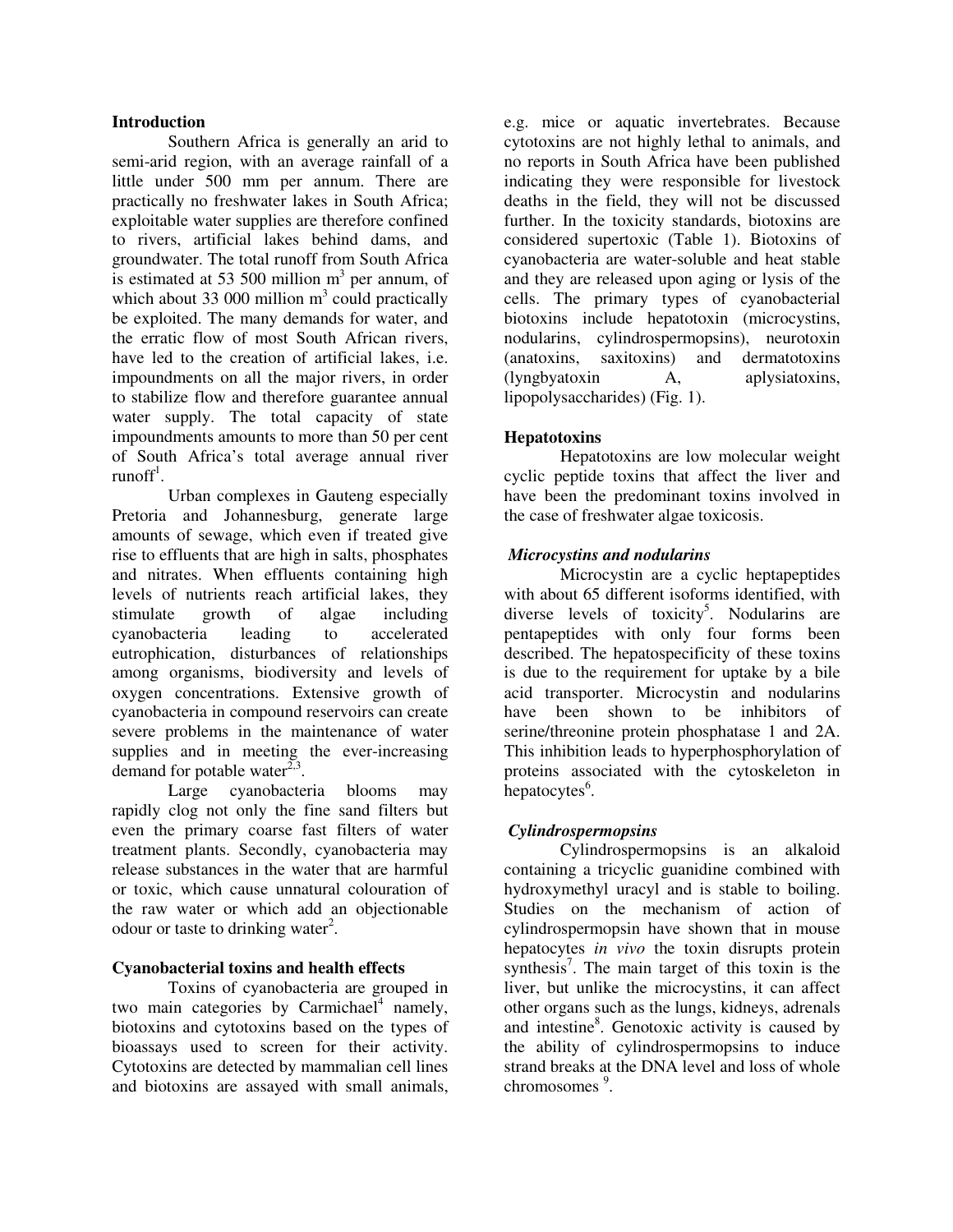## Introduction

Southern Africa is generally an arid to semi-arid region, with an average rainfall of a little under 500 mm per annum. There are practically no freshwater lakes in South Africa; exploitable water supplies are therefore confined to rivers, artificial lakes behind dams, and groundwater. The total runoff from South Africa is estimated at 53 500 million $m^3$ per annum, of which about 33 000 million $m^3$ could practically be exploited. The many demands for water, and the erratic flow of most South African rivers, have led to the creation of artificial lakes, i.e. impoundments on all the major rivers, in order to stabilize flow and therefore guarantee annual water supply. The total capacity of state impoundments amounts to more than 50 per cent of South Africa's total average annual river runoff[1].

Urban complexes in Gauteng especially Pretoria and Johannesburg, generate large amounts of sewage, which even if treated give rise to effluents that are high in salts, phosphates and nitrates. When effluents containing high levels of nutrients reach artificial lakes, they stimulate growth of algae including cyanobacteria leading to accelerated eutrophication, disturbances of relationships among organisms, biodiversity and levels of oxygen concentrations. Extensive growth of cyanobacteria in compound reservoirs can create severe problems in the maintenance of water supplies and in meeting the ever-increasing demand for potable water[2,3].

Large cyanobacteria blooms may rapidly clog not only the fine sand filters but even the primary coarse fast filters of water treatment plants. Secondly, cyanobacteria may release substances in the water that are harmful or toxic, which cause unnatural colouration of the raw water or which add an objectionable odour or taste to drinking water[2].

## Cyanobacterial toxins and health effects

Toxins of cyanobacteria are grouped in two main categories by Carmichael[4] namely, biotoxins and cytotoxins based on the types of bioassays used to screen for their activity. Cytotoxins are detected by mammalian cell lines and biotoxins are assayed with small animals, e.g. mice or aquatic invertebrates. Because cytotoxins are not highly lethal to animals, and no reports in South Africa have been published indicating they were responsible for livestock deaths in the field, they will not be discussed further. In the toxicity standards, biotoxins are considered supertoxic (Table 1). Biotoxins of cyanobacteria are water-soluble and heat stable and they are released upon aging or lysis of the cells. The primary types of cyanobacterial biotoxins include hepatotoxin (microcystins, nodularins, cylindrospermopsins), neurotoxin (anatoxins, saxitoxins) and dermatotoxins (lyngbyatoxin A, aplysiatoxins, lipopolysaccharides) (Fig. 1).

## Hepatotoxins

Hepatotoxins are low molecular weight cyclic peptide toxins that affect the liver and have been the predominant toxins involved in the case of freshwater algae toxicosis.

### *Microcystins and nodularins*

Microcystin are a cyclic heptapeptides with about 65 different isoforms identified, with diverse levels of toxicity[5]. Nodularins are pentapeptides with only four forms been described. The hepatospecificity of these toxins is due to the requirement for uptake by a bile acid transporter. Microcystin and nodularins have been shown to be inhibitors of serine/threonine protein phosphatase 1 and 2A. This inhibition leads to hyperphosphorylation of proteins associated with the cytoskeleton in hepatocytes[6].

### *Cylindrospermopsins*

Cylindrospermopsins is an alkaloid containing a tricyclic guanidine combined with hydroxymethyl uracyl and is stable to boiling. Studies on the mechanism of action of cylindrospermopsin have shown that in mouse hepatocytes *in vivo* the toxin disrupts protein synthesis[7]. The main target of this toxin is the liver, but unlike the microcystins, it can affect other organs such as the lungs, kidneys, adrenals and intestine[8]. Genotoxic activity is caused by the ability of cylindrospermopsins to induce strand breaks at the DNA level and loss of whole chromosomes [9].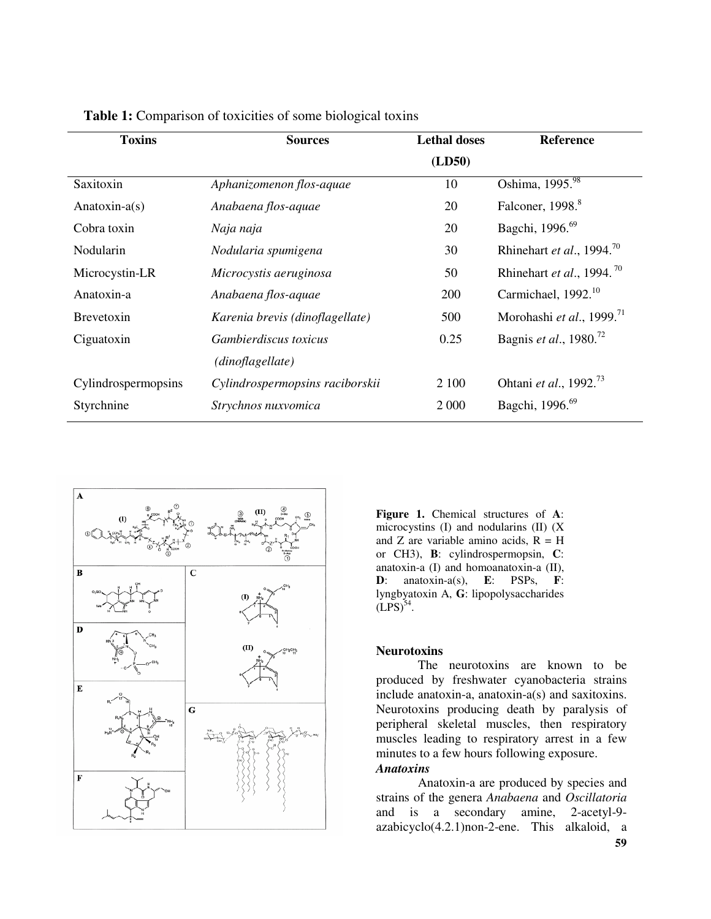**Table 1:** Comparison of toxicities of some biological toxins

| Toxins | Sources | Lethal doses (LD50) | Reference |
|---|---|---|---|
| Saxitoxin | *Aphanizomenon flos-aquae* | 10 | Oshima, 1995.[98] |
| Anatoxin-a(s) | *Anabaena flos-aquae* | 20 | Falconer, 1998.[8] |
| Cobra toxin | *Naja naja* | 20 | Bagchi, 1996.[69] |
| Nodularin | *Nodularia spumigena* | 30 | Rhinehart *et al*., 1994.[70] |
| Microcystin-LR | *Microcystis aeruginosa* | 50 | Rhinehart *et al*., 1994.[70] |
| Anatoxin-a | *Anabaena flos-aquae* | 200 | Carmichael, 1992.[10] |
| Brevetoxin | *Karenia brevis (dinoflagellate)* | 500 | Morohashi *et al*., 1999.[71] |
| Ciguatoxin | *Gambierdiscus toxicus (dinoflagellate)* | 0.25 | Bagnis *et al*., 1980.[72] |
| Cylindrospermopsins | *Cylindrospermopsins raciborskii* | 2 100 | Ohtani *et al*., 1992.[73] |
| Styrchnine | *Strychnos nuxvomica* | 2 000 | Bagchi, 1996.[69] |

**Figure 1.** Chemical structures of **A**: microcystins (I) and nodularins (II) (X and Z are variable amino acids, R = H or CH3), **B**: cylindrospermopsin, **C**: anatoxin-a (I) and homoanatoxin-a (II), **D**: anatoxin-a(s), **E**: PSPs, **F**: lyngbyatoxin A, **G**: lipopolysaccharides (LPS)[54].

### Neurotoxins

The neurotoxins are known to be produced by freshwater cyanobacteria strains include anatoxin-a, anatoxin-a(s) and saxitoxins. Neurotoxins producing death by paralysis of peripheral skeletal muscles, then respiratory muscles leading to respiratory arrest in a few minutes to a few hours following exposure.

#### *Anatoxins*

Anatoxin-a are produced by species and strains of the genera *Anabaena* and *Oscillatoria* and is a secondary amine, 2-acetyl-9-azabicyclo(4.2.1)non-2-ene. This alkaloid, a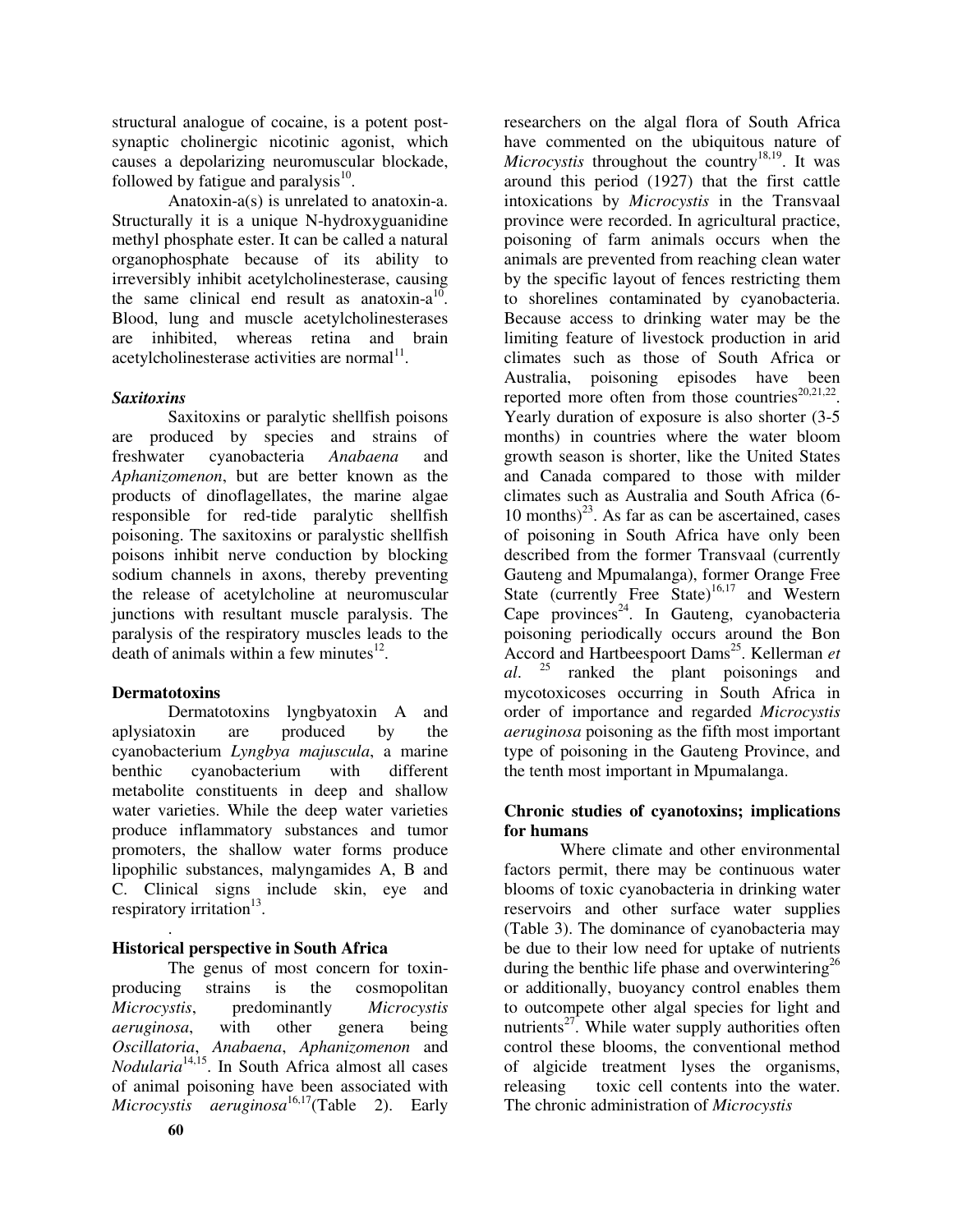structural analogue of cocaine, is a potent post-synaptic cholinergic nicotinic agonist, which causes a depolarizing neuromuscular blockade, followed by fatigue and paralysis[10].

Anatoxin-a(s) is unrelated to anatoxin-a. Structurally it is a unique N-hydroxyguanidine methyl phosphate ester. It can be called a natural organophosphate because of its ability to irreversibly inhibit acetylcholinesterase, causing the same clinical end result as anatoxin-a[10]. Blood, lung and muscle acetylcholinesterases are inhibited, whereas retina and brain acetylcholinesterase activities are normal[11].

### *Saxitoxins*

Saxitoxins or paralytic shellfish poisons are produced by species and strains of freshwater cyanobacteria *Anabaena* and *Aphanizomenon*, but are better known as the products of dinoflagellates, the marine algae responsible for red-tide paralytic shellfish poisoning. The saxitoxins or paralystic shellfish poisons inhibit nerve conduction by blocking sodium channels in axons, thereby preventing the release of acetylcholine at neuromuscular junctions with resultant muscle paralysis. The paralysis of the respiratory muscles leads to the death of animals within a few minutes[12].

### Dermatotoxins

Dermatotoxins lyngbyatoxin A and aplysiatoxin are produced by the cyanobacterium *Lyngbya majuscula*, a marine benthic cyanobacterium with different metabolite constituents in deep and shallow water varieties. While the deep water varieties produce inflammatory substances and tumor promoters, the shallow water forms produce lipophilic substances, malyngamides A, B and C. Clinical signs include skin, eye and respiratory irritation[13].

## Historical perspective in South Africa

The genus of most concern for toxin-producing strains is the cosmopolitan *Microcystis*, predominantly *Microcystis aeruginosa*, with other genera being *Oscillatoria*, *Anabaena*, *Aphanizomenon* and *Nodularia*[14,15]. In South Africa almost all cases of animal poisoning have been associated with *Microcystis aeruginosa*[16,17](Table 2). Early researchers on the algal flora of South Africa have commented on the ubiquitous nature of *Microcystis* throughout the country[18,19]. It was around this period (1927) that the first cattle intoxications by *Microcystis* in the Transvaal province were recorded. In agricultural practice, poisoning of farm animals occurs when the animals are prevented from reaching clean water by the specific layout of fences restricting them to shorelines contaminated by cyanobacteria. Because access to drinking water may be the limiting feature of livestock production in arid climates such as those of South Africa or Australia, poisoning episodes have been reported more often from those countries[20,21,22]. Yearly duration of exposure is also shorter (3-5 months) in countries where the water bloom growth season is shorter, like the United States and Canada compared to those with milder climates such as Australia and South Africa (6-10 months)[23]. As far as can be ascertained, cases of poisoning in South Africa have only been described from the former Transvaal (currently Gauteng and Mpumalanga), former Orange Free State (currently Free State)[16,17] and Western Cape provinces[24]. In Gauteng, cyanobacteria poisoning periodically occurs around the Bon Accord and Hartbeespoort Dams[25]. Kellerman *et al*. [25] ranked the plant poisonings and mycotoxicoses occurring in South Africa in order of importance and regarded *Microcystis aeruginosa* poisoning as the fifth most important type of poisoning in the Gauteng Province, and the tenth most important in Mpumalanga.

## Chronic studies of cyanotoxins; implications for humans

Where climate and other environmental factors permit, there may be continuous water blooms of toxic cyanobacteria in drinking water reservoirs and other surface water supplies (Table 3). The dominance of cyanobacteria may be due to their low need for uptake of nutrients during the benthic life phase and overwintering[26] or additionally, buoyancy control enables them to outcompete other algal species for light and nutrients[27]. While water supply authorities often control these blooms, the conventional method of algicide treatment lyses the organisms, releasing toxic cell contents into the water. The chronic administration of *Microcystis*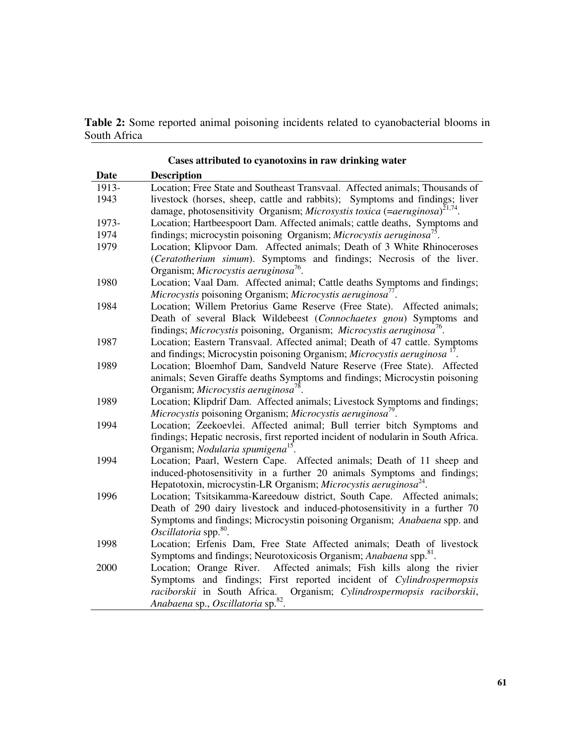**Table 2:** Some reported animal poisoning incidents related to cyanobacterial blooms in South Africa

| Cases attributed to cyanotoxins in raw drinking water | |
|---|---|
| **Date** | **Description** |
| 1913-1943 | Location; Free State and Southeast Transvaal. Affected animals; Thousands of livestock (horses, sheep, cattle and rabbits); Symptoms and findings; liver damage, photosensitivity Organism; *Microsystis toxica* (=*aeruginosa*)[21,74]. |
| 1973-1974 | Location; Hartbeespoort Dam. Affected animals; cattle deaths, Symptoms and findings; microcystin poisoning Organism; *Microcystis aeruginosa*[75]. |
| 1979 | Location; Klipvoor Dam. Affected animals; Death of 3 White Rhinoceroses (*Ceratotherium simum*). Symptoms and findings; Necrosis of the liver. Organism; *Microcystis aeruginosa*[76]. |
| 1980 | Location; Vaal Dam. Affected animal; Cattle deaths Symptoms and findings; *Microcystis* poisoning Organism; *Microcystis aeruginosa*[77]. |
| 1984 | Location; Willem Pretorius Game Reserve (Free State). Affected animals; Death of several Black Wildebeest (*Connochaetes gnou*) Symptoms and findings; *Microcystis* poisoning, Organism; *Microcystis aeruginosa*[76]. |
| 1987 | Location; Eastern Transvaal. Affected animal; Death of 47 cattle. Symptoms and findings; Microcystin poisoning Organism; *Microcystis aeruginosa* [17]. |
| 1989 | Location; Bloemhof Dam, Sandveld Nature Reserve (Free State). Affected animals; Seven Giraffe deaths Symptoms and findings; Microcystin poisoning Organism; *Microcystis aeruginosa*[78]. |
| 1989 | Location; Klipdrif Dam. Affected animals; Livestock Symptoms and findings; *Microcystis* poisoning Organism; *Microcystis aeruginosa*[79]. |
| 1994 | Location; Zeekoevlei. Affected animal; Bull terrier bitch Symptoms and findings; Hepatic necrosis, first reported incident of nodularin in South Africa. Organism; *Nodularia spumigena*[15]. |
| 1994 | Location; Paarl, Western Cape. Affected animals; Death of 11 sheep and induced-photosensitivity in a further 20 animals Symptoms and findings; Hepatotoxin, microcystin-LR Organism; *Microcystis aeruginosa*[24]. |
| 1996 | Location; Tsitsikamma-Kareedouw district, South Cape. Affected animals; Death of 290 dairy livestock and induced-photosensitivity in a further 70 Symptoms and findings; Microcystin poisoning Organism; *Anabaena* spp. and *Oscillatoria* spp.[80]. |
| 1998 | Location; Erfenis Dam, Free State Affected animals; Death of livestock Symptoms and findings; Neurotoxicosis Organism; *Anabaena* spp.[81]. |
| 2000 | Location; Orange River. Affected animals; Fish kills along the rivier Symptoms and findings; First reported incident of *Cylindrospermopsis raciborskii* in South Africa. Organism; *Cylindrospermopsis raciborskii*, *Anabaena* sp., *Oscillatoria* sp.[82]. |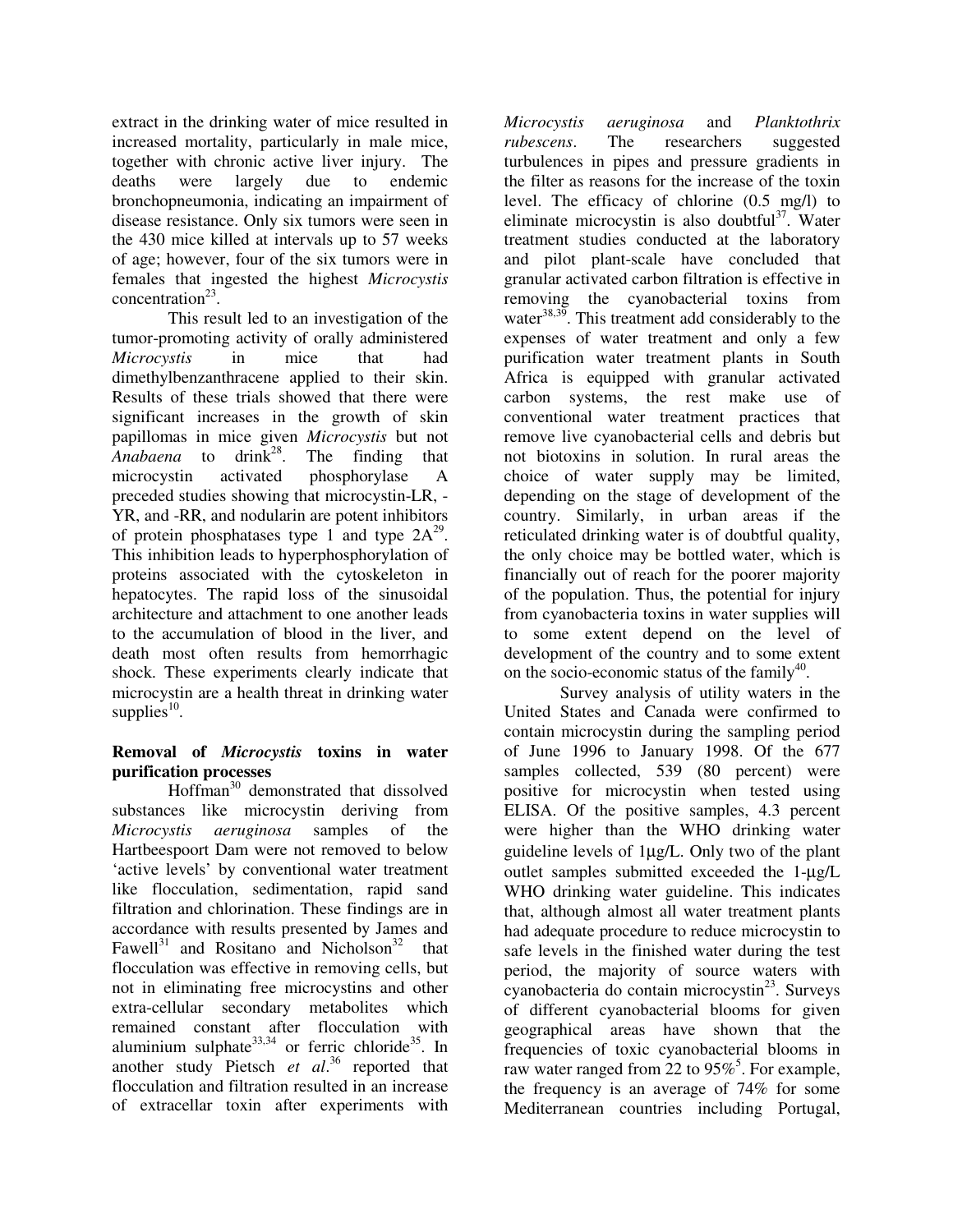extract in the drinking water of mice resulted in increased mortality, particularly in male mice, together with chronic active liver injury. The deaths were largely due to endemic bronchopneumonia, indicating an impairment of disease resistance. Only six tumors were seen in the 430 mice killed at intervals up to 57 weeks of age; however, four of the six tumors were in females that ingested the highest *Microcystis* concentration[23].

This result led to an investigation of the tumor-promoting activity of orally administered *Microcystis* in mice that had dimethylbenzanthracene applied to their skin. Results of these trials showed that there were significant increases in the growth of skin papillomas in mice given *Microcystis* but not *Anabaena* to drink[28]. The finding that microcystin activated phosphorylase A preceded studies showing that microcystin-LR, -YR, and -RR, and nodularin are potent inhibitors of protein phosphatases type 1 and type 2A[29]. This inhibition leads to hyperphosphorylation of proteins associated with the cytoskeleton in hepatocytes. The rapid loss of the sinusoidal architecture and attachment to one another leads to the accumulation of blood in the liver, and death most often results from hemorrhagic shock. These experiments clearly indicate that microcystin are a health threat in drinking water supplies[10].

**Removal of *Microcystis* toxins in water purification processes**

Hoffman[30] demonstrated that dissolved substances like microcystin deriving from *Microcystis aeruginosa* samples of the Hartbeespoort Dam were not removed to below 'active levels' by conventional water treatment like flocculation, sedimentation, rapid sand filtration and chlorination. These findings are in accordance with results presented by James and Fawell[31] and Rositano and Nicholson[32] that flocculation was effective in removing cells, but not in eliminating free microcystins and other extra-cellular secondary metabolites which remained constant after flocculation with aluminium sulphate[33,34] or ferric chloride[35]. In another study Pietsch *et al*.[36] reported that flocculation and filtration resulted in an increase of extracellar toxin after experiments with *Microcystis aeruginosa* and *Planktothrix rubescens*. The researchers suggested turbulences in pipes and pressure gradients in the filter as reasons for the increase of the toxin level. The efficacy of chlorine (0.5 mg/l) to eliminate microcystin is also doubtful[37]. Water treatment studies conducted at the laboratory and pilot plant-scale have concluded that granular activated carbon filtration is effective in removing the cyanobacterial toxins from water[38,39]. This treatment add considerably to the expenses of water treatment and only a few purification water treatment plants in South Africa is equipped with granular activated carbon systems, the rest make use of conventional water treatment practices that remove live cyanobacterial cells and debris but not biotoxins in solution. In rural areas the choice of water supply may be limited, depending on the stage of development of the country. Similarly, in urban areas if the reticulated drinking water is of doubtful quality, the only choice may be bottled water, which is financially out of reach for the poorer majority of the population. Thus, the potential for injury from cyanobacteria toxins in water supplies will to some extent depend on the level of development of the country and to some extent on the socio-economic status of the family[40].

Survey analysis of utility waters in the United States and Canada were confirmed to contain microcystin during the sampling period of June 1996 to January 1998. Of the 677 samples collected, 539 (80 percent) were positive for microcystin when tested using ELISA. Of the positive samples, 4.3 percent were higher than the WHO drinking water guideline levels of 1µg/L. Only two of the plant outlet samples submitted exceeded the 1-µg/L WHO drinking water guideline. This indicates that, although almost all water treatment plants had adequate procedure to reduce microcystin to safe levels in the finished water during the test period, the majority of source waters with cyanobacteria do contain microcystin[23]. Surveys of different cyanobacterial blooms for given geographical areas have shown that the frequencies of toxic cyanobacterial blooms in raw water ranged from 22 to 95%[5]. For example, the frequency is an average of 74% for some Mediterranean countries including Portugal,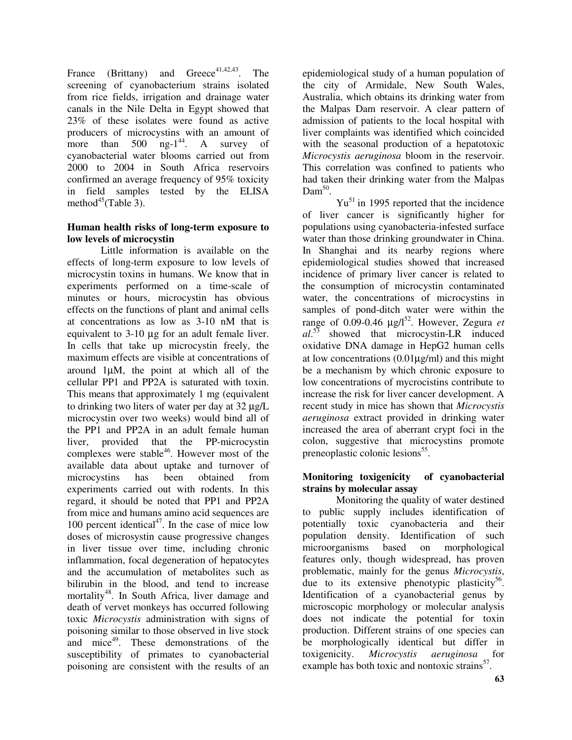France (Brittany) and Greece[41,42,43]. The screening of cyanobacterium strains isolated from rice fields, irrigation and drainage water canals in the Nile Delta in Egypt showed that 23% of these isolates were found as active producers of microcystins with an amount of more than 500 ng-1[44]. A survey of cyanobacterial water blooms carried out from 2000 to 2004 in South Africa reservoirs confirmed an average frequency of 95% toxicity in field samples tested by the ELISA method[45](Table 3).

### Human health risks of long-term exposure to low levels of microcystin

Little information is available on the effects of long-term exposure to low levels of microcystin toxins in humans. We know that in experiments performed on a time-scale of minutes or hours, microcystin has obvious effects on the functions of plant and animal cells at concentrations as low as 3-10 nM that is equivalent to 3-10 µg for an adult female liver. In cells that take up microcystin freely, the maximum effects are visible at concentrations of around 1µM, the point at which all of the cellular PP1 and PP2A is saturated with toxin. This means that approximately 1 mg (equivalent to drinking two liters of water per day at 32 µg/L microcystin over two weeks) would bind all of the PP1 and PP2A in an adult female human liver, provided that the PP-microcystin complexes were stable[46]. However most of the available data about uptake and turnover of microcystins has been obtained from experiments carried out with rodents. In this regard, it should be noted that PP1 and PP2A from mice and humans amino acid sequences are 100 percent identical[47]. In the case of mice low doses of microsystin cause progressive changes in liver tissue over time, including chronic inflammation, focal degeneration of hepatocytes and the accumulation of metabolites such as bilirubin in the blood, and tend to increase mortality[48]. In South Africa, liver damage and death of vervet monkeys has occurred following toxic *Microcystis* administration with signs of poisoning similar to those observed in live stock and mice[49]. These demonstrations of the susceptibility of primates to cyanobacterial poisoning are consistent with the results of an epidemiological study of a human population of the city of Armidale, New South Wales, Australia, which obtains its drinking water from the Malpas Dam reservoir. A clear pattern of admission of patients to the local hospital with liver complaints was identified which coincided with the seasonal production of a hepatotoxic *Microcystis aeruginosa* bloom in the reservoir. This correlation was confined to patients who had taken their drinking water from the Malpas Dam[50].

Yu[51] in 1995 reported that the incidence of liver cancer is significantly higher for populations using cyanobacteria-infested surface water than those drinking groundwater in China. In Shanghai and its nearby regions where epidemiological studies showed that increased incidence of primary liver cancer is related to the consumption of microcystin contaminated water, the concentrations of microcystins in samples of pond-ditch water were within the range of 0.09-0.46 µg/l[52]. However, Zegura *et al*.[53] showed that microcystin-LR induced oxidative DNA damage in HepG2 human cells at low concentrations (0.01µg/ml) and this might be a mechanism by which chronic exposure to low concentrations of mycrocistins contribute to increase the risk for liver cancer development. A recent study in mice has shown that *Microcystis aeruginosa* extract provided in drinking water increased the area of aberrant crypt foci in the colon, suggestive that microcystins promote preneoplastic colonic lesions[55].

### Monitoring toxigenicity of cyanobacterial strains by molecular assay

Monitoring the quality of water destined to public supply includes identification of potentially toxic cyanobacteria and their population density. Identification of such microorganisms based on morphological features only, though widespread, has proven problematic, mainly for the genus *Microcystis*, due to its extensive phenotypic plasticity[56]. Identification of a cyanobacterial genus by microscopic morphology or molecular analysis does not indicate the potential for toxin production. Different strains of one species can be morphologically identical but differ in toxigenicity. *Microcystis aeruginosa* for example has both toxic and nontoxic strains[57].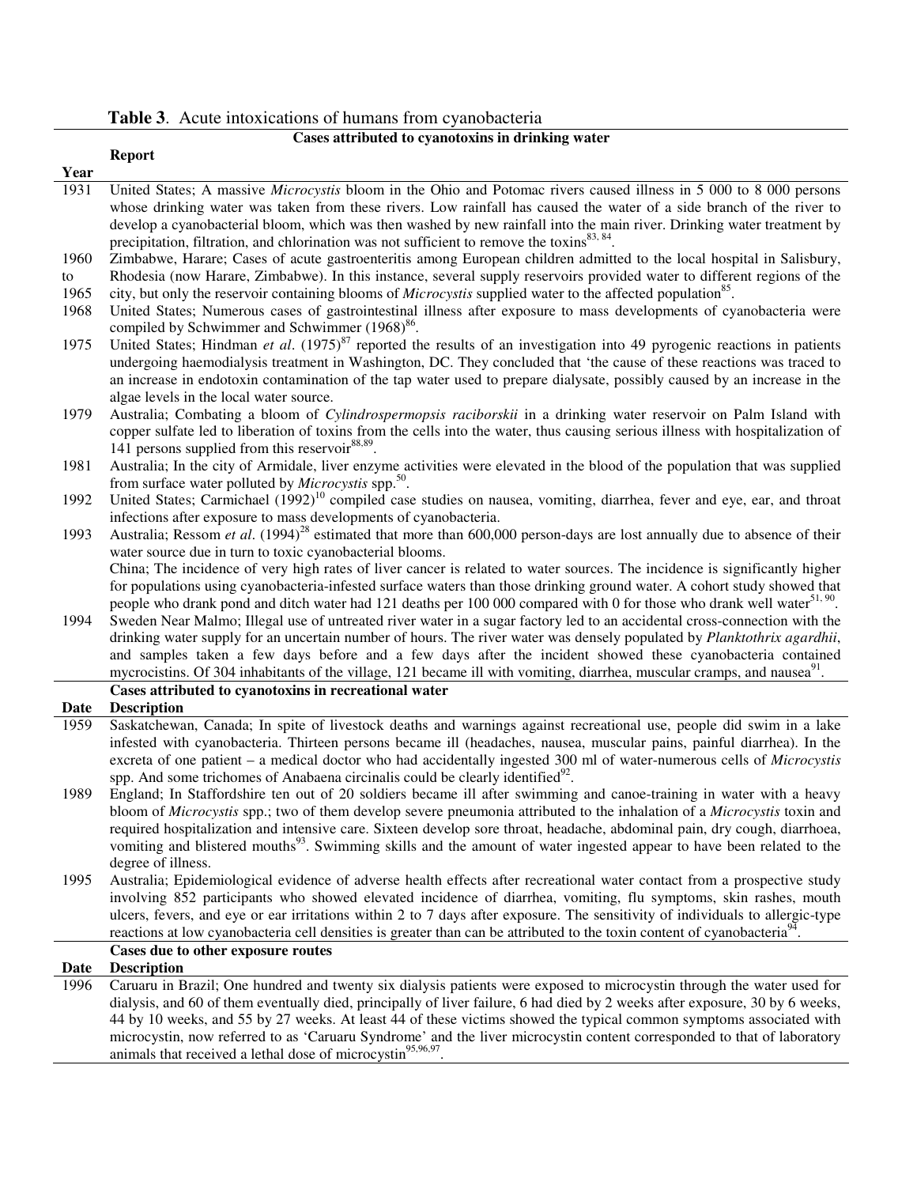**Table 3**. Acute intoxications of humans from cyanobacteria

| Year | Report |
|---|---|
| | **Cases attributed to cyanotoxins in drinking water** |
| 1931 | United States; A massive *Microcystis* bloom in the Ohio and Potomac rivers caused illness in 5 000 to 8 000 persons whose drinking water was taken from these rivers. Low rainfall has caused the water of a side branch of the river to develop a cyanobacterial bloom, which was then washed by new rainfall into the main river. Drinking water treatment by precipitation, filtration, and chlorination was not sufficient to remove the toxins[83, 84]. |
| 1960 to 1965 | Zimbabwe, Harare; Cases of acute gastroenteritis among European children admitted to the local hospital in Salisbury, Rhodesia (now Harare, Zimbabwe). In this instance, several supply reservoirs provided water to different regions of the city, but only the reservoir containing blooms of *Microcystis* supplied water to the affected population[85]. |
| 1968 | United States; Numerous cases of gastrointestinal illness after exposure to mass developments of cyanobacteria were compiled by Schwimmer and Schwimmer (1968)[86]. |
| 1975 | United States; Hindman *et al*. (1975)[87] reported the results of an investigation into 49 pyrogenic reactions in patients undergoing haemodialysis treatment in Washington, DC. They concluded that 'the cause of these reactions was traced to an increase in endotoxin contamination of the tap water used to prepare dialysate, possibly caused by an increase in the algae levels in the local water source. |
| 1979 | Australia; Combating a bloom of *Cylindrospermopsis raciborskii* in a drinking water reservoir on Palm Island with copper sulfate led to liberation of toxins from the cells into the water, thus causing serious illness with hospitalization of 141 persons supplied from this reservoir[88,89]. |
| 1981 | Australia; In the city of Armidale, liver enzyme activities were elevated in the blood of the population that was supplied from surface water polluted by *Microcystis* spp.[50]. |
| 1992 | United States; Carmichael (1992)[10] compiled case studies on nausea, vomiting, diarrhea, fever and eye, ear, and throat infections after exposure to mass developments of cyanobacteria. |
| 1993 | Australia; Ressom *et al*. (1994)[28] estimated that more than 600,000 person-days are lost annually due to absence of their water source due in turn to toxic cyanobacterial blooms. China; The incidence of very high rates of liver cancer is related to water sources. The incidence is significantly higher for populations using cyanobacteria-infested surface waters than those drinking ground water. A cohort study showed that people who drank pond and ditch water had 121 deaths per 100 000 compared with 0 for those who drank well water[51, 90]. |
| 1994 | Sweden Near Malmo; Illegal use of untreated river water in a sugar factory led to an accidental cross-connection with the drinking water supply for an uncertain number of hours. The river water was densely populated by *Planktothrix agardhii*, and samples taken a few days before and a few days after the incident showed these cyanobacteria contained mycrocistins. Of 304 inhabitants of the village, 121 became ill with vomiting, diarrhea, muscular cramps, and nausea[91]. |
| | **Cases attributed to cyanotoxins in recreational water** |
| **Date** | **Description** |
| 1959 | Saskatchewan, Canada; In spite of livestock deaths and warnings against recreational use, people did swim in a lake infested with cyanobacteria. Thirteen persons became ill (headaches, nausea, muscular pains, painful diarrhea). In the excreta of one patient – a medical doctor who had accidentally ingested 300 ml of water-numerous cells of *Microcystis* spp. And some trichomes of Anabaena circinalis could be clearly identified[92]. |
| 1989 | England; In Staffordshire ten out of 20 soldiers became ill after swimming and canoe-training in water with a heavy bloom of *Microcystis* spp.; two of them develop severe pneumonia attributed to the inhalation of a *Microcystis* toxin and required hospitalization and intensive care. Sixteen develop sore throat, headache, abdominal pain, dry cough, diarrhoea, vomiting and blistered mouths[93]. Swimming skills and the amount of water ingested appear to have been related to the degree of illness. |
| 1995 | Australia; Epidemiological evidence of adverse health effects after recreational water contact from a prospective study involving 852 participants who showed elevated incidence of diarrhea, vomiting, flu symptoms, skin rashes, mouth ulcers, fevers, and eye or ear irritations within 2 to 7 days after exposure. The sensitivity of individuals to allergic-type reactions at low cyanobacteria cell densities is greater than can be attributed to the toxin content of cyanobacteria[94]. |
| | **Cases due to other exposure routes** |
| **Date** | **Description** |
| 1996 | Caruaru in Brazil; One hundred and twenty six dialysis patients were exposed to microcystin through the water used for dialysis, and 60 of them eventually died, principally of liver failure, 6 had died by 2 weeks after exposure, 30 by 6 weeks, 44 by 10 weeks, and 55 by 27 weeks. At least 44 of these victims showed the typical common symptoms associated with microcystin, now referred to as 'Caruaru Syndrome' and the liver microcystin content corresponded to that of laboratory animals that received a lethal dose of microcystin[95,96,97]. |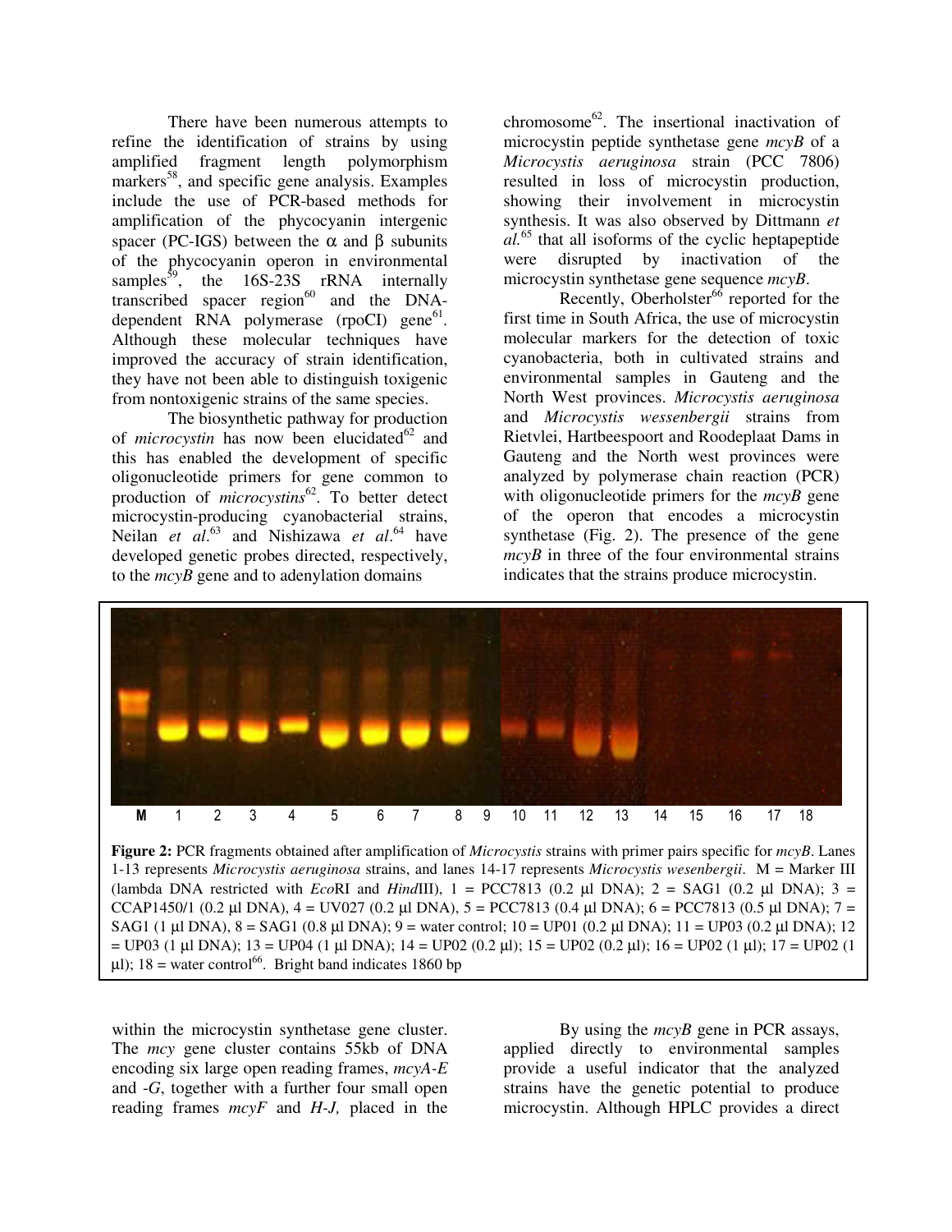There have been numerous attempts to refine the identification of strains by using amplified fragment length polymorphism markers[58], and specific gene analysis. Examples include the use of PCR-based methods for amplification of the phycocyanin intergenic spacer (PC-IGS) between the α and β subunits of the phycocyanin operon in environmental samples[59], the 16S-23S rRNA internally transcribed spacer region[60] and the DNA-dependent RNA polymerase (rpoCI) gene[61]. Although these molecular techniques have improved the accuracy of strain identification, they have not been able to distinguish toxigenic from nontoxigenic strains of the same species.

The biosynthetic pathway for production of *microcystin* has now been elucidated[62] and this has enabled the development of specific oligonucleotide primers for gene common to production of *microcystins*[62]. To better detect microcystin-producing cyanobacterial strains, Neilan *et al*.[63] and Nishizawa *et al*.[64] have developed genetic probes directed, respectively, to the *mcyB* gene and to adenylation domains within the microcystin synthetase gene cluster. The *mcy* gene cluster contains 55kb of DNA encoding six large open reading frames, *mcyA-E* and *-G*, together with a further four small open reading frames *mcyF* and *H-J,* placed in the chromosome[62]. The insertional inactivation of microcystin peptide synthetase gene *mcyB* of a *Microcystis aeruginosa* strain (PCC 7806) resulted in loss of microcystin production, showing their involvement in microcystin synthesis. It was also observed by Dittmann *et al.*[65] that all isoforms of the cyclic heptapeptide were disrupted by inactivation of the microcystin synthetase gene sequence *mcyB*.

Recently, Oberholster[66] reported for the first time in South Africa, the use of microcystin molecular markers for the detection of toxic cyanobacteria, both in cultivated strains and environmental samples in Gauteng and the North West provinces. *Microcystis aeruginosa* and *Microcystis wessenbergii* strains from Rietvlei, Hartbeespoort and Roodeplaat Dams in Gauteng and the North west provinces were analyzed by polymerase chain reaction (PCR) with oligonucleotide primers for the *mcyB* gene of the operon that encodes a microcystin synthetase (Fig. 2). The presence of the gene *mcyB* in three of the four environmental strains indicates that the strains produce microcystin.

**Figure 2:** PCR fragments obtained after amplification of *Microcystis* strains with primer pairs specific for *mcyB*. Lanes 1-13 represents *Microcystis aeruginosa* strains, and lanes 14-17 represents *Microcystis wesenbergii*. M = Marker III (lambda DNA restricted with *Eco*RI and *Hind*III), 1 = PCC7813 (0.2 µl DNA); 2 = SAG1 (0.2 µl DNA); 3 = CCAP1450/1 (0.2 µl DNA), 4 = UV027 (0.2 µl DNA), 5 = PCC7813 (0.4 µl DNA); 6 = PCC7813 (0.5 µl DNA); 7 = SAG1 (1 µl DNA), 8 = SAG1 (0.8 µl DNA); 9 = water control; 10 = UP01 (0.2 µl DNA); 11 = UP03 (0.2 µl DNA); 12 = UP03 (1 µl DNA); 13 = UP04 (1 µl DNA); 14 = UP02 (0.2 µl); 15 = UP02 (0.2 µl); 16 = UP02 (1 µl); 17 = UP02 (1 µl); 18 = water control[66]. Bright band indicates 1860 bp

By using the *mcyB* gene in PCR assays, applied directly to environmental samples provide a useful indicator that the analyzed strains have the genetic potential to produce microcystin. Although HPLC provides a direct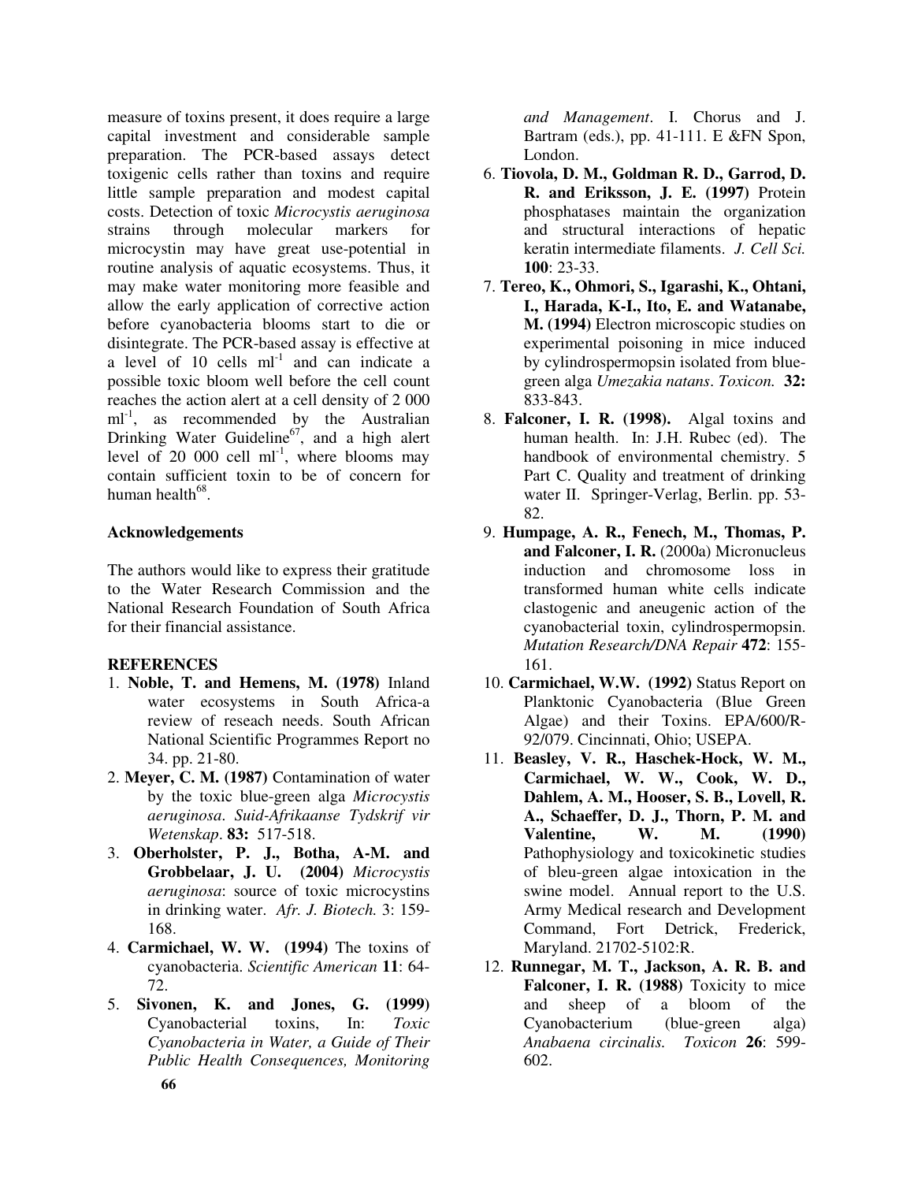measure of toxins present, it does require a large capital investment and considerable sample preparation. The PCR-based assays detect toxigenic cells rather than toxins and require little sample preparation and modest capital costs. Detection of toxic *Microcystis aeruginosa* strains through molecular markers for microcystin may have great use-potential in routine analysis of aquatic ecosystems. Thus, it may make water monitoring more feasible and allow the early application of corrective action before cyanobacteria blooms start to die or disintegrate. The PCR-based assay is effective at a level of 10 cells $ml^{-1}$ and can indicate a possible toxic bloom well before the cell count reaches the action alert at a cell density of 2 000 $ml^{-1}$, as recommended by the Australian Drinking Water Guideline[67], and a high alert level of 20 000 cell $ml^{-1}$, where blooms may contain sufficient toxin to be of concern for human health[68].

**Acknowledgements**

The authors would like to express their gratitude to the Water Research Commission and the National Research Foundation of South Africa for their financial assistance.

**REFERENCES**

1. **Noble, T. and Hemens, M. (1978)** Inland water ecosystems in South Africa-a review of reseach needs. South African National Scientific Programmes Report no 34. pp. 21-80.
2. **Meyer, C. M. (1987)** Contamination of water by the toxic blue-green alga *Microcystis aeruginosa*. *Suid-Afrikaanse Tydskrif vir Wetenskap*. **83:** 517-518.
3. **Oberholster, P. J., Botha, A-M. and Grobbelaar, J. U. (2004)** *Microcystis aeruginosa*: source of toxic microcystins in drinking water. *Afr. J. Biotech.* 3: 159-168.
4. **Carmichael, W. W. (1994)** The toxins of cyanobacteria. *Scientific American* **11**: 64-72.
5. **Sivonen, K. and Jones, G. (1999)** Cyanobacterial toxins, In: *Toxic Cyanobacteria in Water, a Guide of Their Public Health Consequences, Monitoring and Management*. I. Chorus and J. Bartram (eds.), pp. 41-111. E &FN Spon, London.
6. **Tiovola, D. M., Goldman R. D., Garrod, D. R. and Eriksson, J. E. (1997)** Protein phosphatases maintain the organization and structural interactions of hepatic keratin intermediate filaments. *J. Cell Sci.* **100**: 23-33.
7. **Tereo, K., Ohmori, S., Igarashi, K., Ohtani, I., Harada, K-I., Ito, E. and Watanabe, M. (1994)** Electron microscopic studies on experimental poisoning in mice induced by cylindrospermopsin isolated from blue-green alga *Umezakia natans*. *Toxicon.* **32:** 833-843.
8. **Falconer, I. R. (1998).** Algal toxins and human health. In: J.H. Rubec (ed). The handbook of environmental chemistry. 5 Part C. Quality and treatment of drinking water II. Springer-Verlag, Berlin. pp. 53-82.
9. **Humpage, A. R., Fenech, M., Thomas, P. and Falconer, I. R.** (2000a) Micronucleus induction and chromosome loss in transformed human white cells indicate clastogenic and aneugenic action of the cyanobacterial toxin, cylindrospermopsin. *Mutation Research/DNA Repair* **472**: 155-161.
10. **Carmichael, W.W. (1992)** Status Report on Planktonic Cyanobacteria (Blue Green Algae) and their Toxins. EPA/600/R-92/079. Cincinnati, Ohio; USEPA.
11. **Beasley, V. R., Haschek-Hock, W. M., Carmichael, W. W., Cook, W. D., Dahlem, A. M., Hooser, S. B., Lovell, R. A., Schaeffer, D. J., Thorn, P. M. and Valentine, W. M. (1990)** Pathophysiology and toxicokinetic studies of bleu-green algae intoxication in the swine model. Annual report to the U.S. Army Medical research and Development Command, Fort Detrick, Frederick, Maryland. 21702-5102:R.
12. **Runnegar, M. T., Jackson, A. R. B. and Falconer, I. R. (1988)** Toxicity to mice and sheep of a bloom of the Cyanobacterium (blue-green alga) *Anabaena circinalis*. *Toxicon* **26**: 599-602.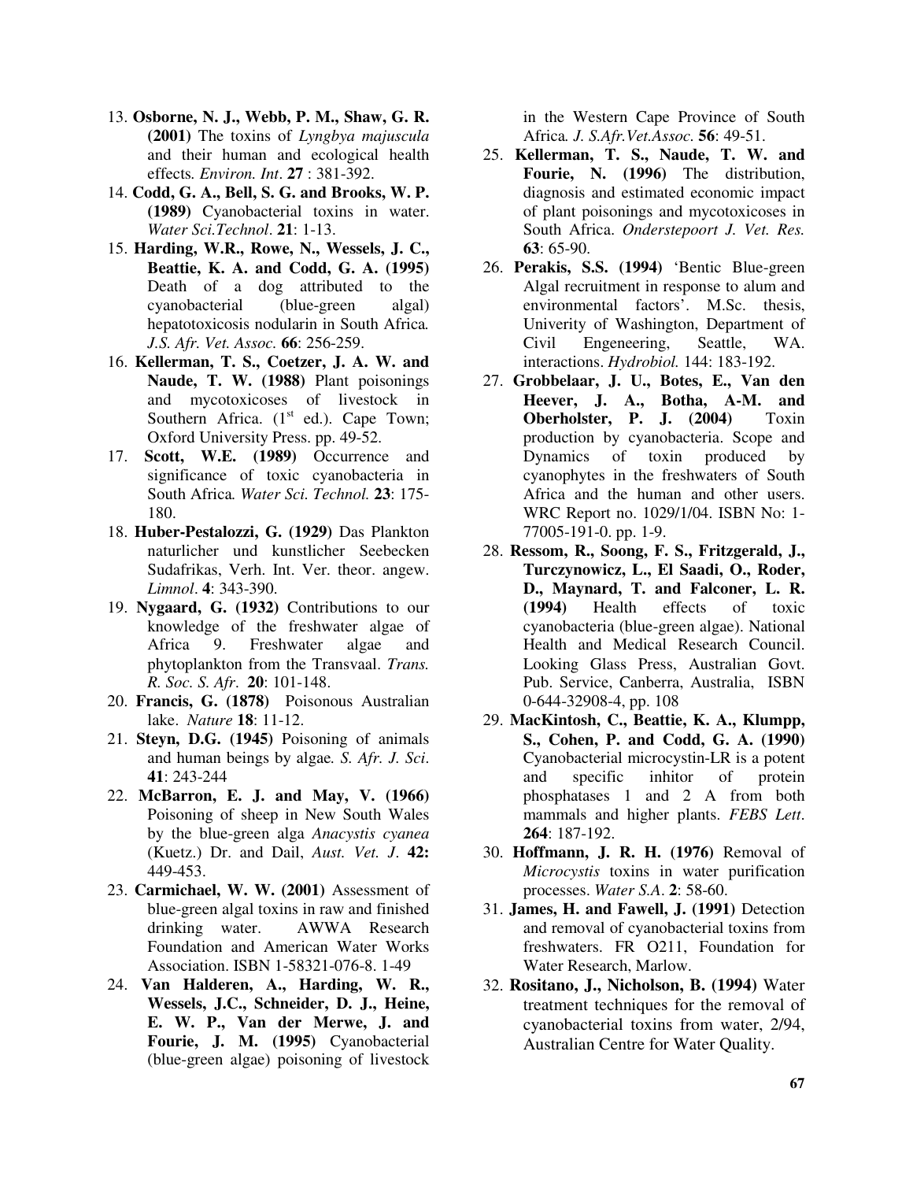13. **Osborne, N. J., Webb, P. M., Shaw, G. R. (2001)** The toxins of *Lyngbya majuscula* and their human and ecological health effects*. Environ. Int*. **27** : 381-392.
14. **Codd, G. A., Bell, S. G. and Brooks, W. P. (1989)** Cyanobacterial toxins in water. *Water Sci.Technol*. **21**: 1-13.
15. **Harding, W.R., Rowe, N., Wessels, J. C., Beattie, K. A. and Codd, G. A. (1995)** Death of a dog attributed to the cyanobacterial (blue-green algal) hepatotoxicosis nodularin in South Africa*. J.S. Afr. Vet. Assoc.* **66**: 256-259.
16. **Kellerman, T. S., Coetzer, J. A. W. and Naude, T. W. (1988)** Plant poisonings and mycotoxicoses of livestock in Southern Africa. (1st ed.). Cape Town; Oxford University Press. pp. 49-52.
17. **Scott, W.E. (1989)** Occurrence and significance of toxic cyanobacteria in South Africa*. Water Sci. Technol.* **23**: 175-180.
18. **Huber-Pestalozzi, G. (1929)** Das Plankton naturlicher und kunstlicher Seebecken Sudafrikas, Verh. Int. Ver. theor. angew. *Limnol*. **4**: 343-390.
19. **Nygaard, G. (1932)** Contributions to our knowledge of the freshwater algae of Africa 9. Freshwater algae and phytoplankton from the Transvaal. *Trans. R. Soc. S. Afr*. **20**: 101-148.
20. **Francis, G. (1878)** Poisonous Australian lake. *Nature* **18**: 11-12.
21. **Steyn, D.G. (1945)** Poisoning of animals and human beings by algae*. S. Afr. J. Sci*. **41**: 243-244
22. **McBarron, E. J. and May, V. (1966)** Poisoning of sheep in New South Wales by the blue-green alga *Anacystis cyanea* (Kuetz.) Dr. and Dail, *Aust. Vet. J*. **42:** 449-453.
23. **Carmichael, W. W. (2001)** Assessment of blue-green algal toxins in raw and finished drinking water. AWWA Research Foundation and American Water Works Association. ISBN 1-58321-076-8. 1-49
24. **Van Halderen, A., Harding, W. R., Wessels, J.C., Schneider, D. J., Heine, E. W. P., Van der Merwe, J. and Fourie, J. M. (1995)** Cyanobacterial (blue-green algae) poisoning of livestock in the Western Cape Province of South Africa*. J. S.Afr.Vet.Assoc*. **56**: 49-51.
25. **Kellerman, T. S., Naude, T. W. and Fourie, N. (1996)** The distribution, diagnosis and estimated economic impact of plant poisonings and mycotoxicoses in South Africa. *Onderstepoort J. Vet. Res.* **63**: 65-90.
26. **Perakis, S.S. (1994)** 'Bentic Blue-green Algal recruitment in response to alum and environmental factors'. M.Sc. thesis, Univerity of Washington, Department of Civil Engeneering, Seattle, WA. interactions. *Hydrobiol.* 144: 183-192.
27. **Grobbelaar, J. U., Botes, E., Van den Heever, J. A., Botha, A-M. and Oberholster, P. J. (2004)** Toxin production by cyanobacteria. Scope and Dynamics of toxin produced by cyanophytes in the freshwaters of South Africa and the human and other users. WRC Report no. 1029/1/04. ISBN No: 1-77005-191-0. pp. 1-9.
28. **Ressom, R., Soong, F. S., Fritzgerald, J., Turczynowicz, L., El Saadi, O., Roder, D., Maynard, T. and Falconer, L. R. (1994)** Health effects of toxic cyanobacteria (blue-green algae). National Health and Medical Research Council. Looking Glass Press, Australian Govt. Pub. Service, Canberra, Australia, ISBN 0-644-32908-4, pp. 108
29. **MacKintosh, C., Beattie, K. A., Klumpp, S., Cohen, P. and Codd, G. A. (1990)** Cyanobacterial microcystin-LR is a potent and specific inhitor of protein phosphatases 1 and 2 A from both mammals and higher plants. *FEBS Lett*. **264**: 187-192.
30. **Hoffmann, J. R. H. (1976)** Removal of *Microcystis* toxins in water purification processes. *Water S.A*. **2**: 58-60.
31. **James, H. and Fawell, J. (1991)** Detection and removal of cyanobacterial toxins from freshwaters. FR O211, Foundation for Water Research, Marlow.
32. **Rositano, J., Nicholson, B. (1994)** Water treatment techniques for the removal of cyanobacterial toxins from water, 2/94, Australian Centre for Water Quality.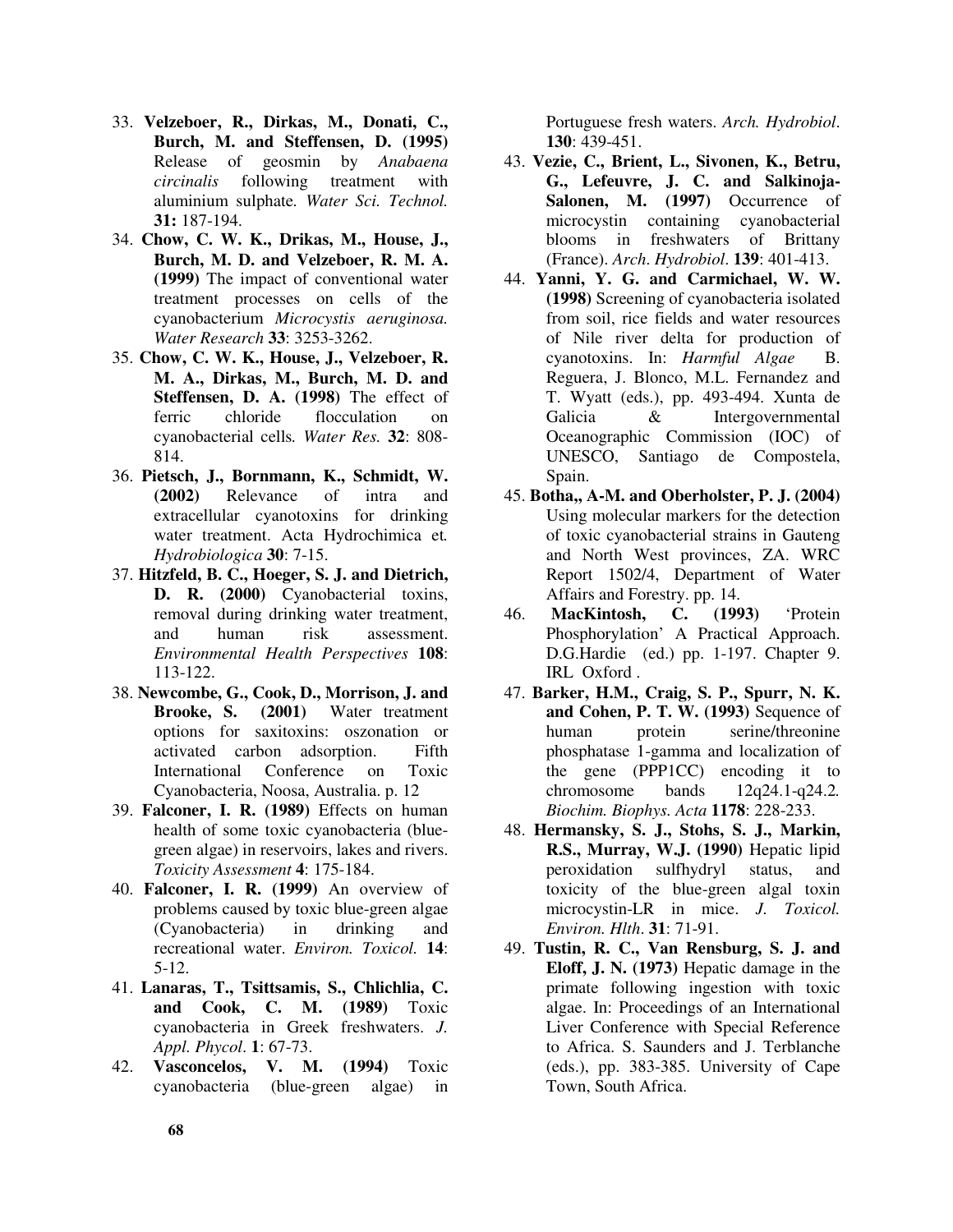33. **Velzeboer, R., Dirkas, M., Donati, C., Burch, M. and Steffensen, D. (1995)** Release of geosmin by *Anabaena circinalis* following treatment with aluminium sulphate. *Water Sci. Technol.* **31:** 187-194.
34. **Chow, C. W. K., Drikas, M., House, J., Burch, M. D. and Velzeboer, R. M. A. (1999)** The impact of conventional water treatment processes on cells of the cyanobacterium *Microcystis aeruginosa. Water Research* **33**: 3253-3262.
35. **Chow, C. W. K., House, J., Velzeboer, R. M. A., Dirkas, M., Burch, M. D. and Steffensen, D. A. (1998)** The effect of ferric chloride flocculation on cyanobacterial cells. *Water Res.* **32**: 808-814.
36. **Pietsch, J., Bornmann, K., Schmidt, W. (2002)** Relevance of intra and extracellular cyanotoxins for drinking water treatment. Acta Hydrochimica et. *Hydrobiologica* **30**: 7-15.
37. **Hitzfeld, B. C., Hoeger, S. J. and Dietrich, D. R. (2000)** Cyanobacterial toxins, removal during drinking water treatment, and human risk assessment. *Environmental Health Perspectives* **108**: 113-122.
38. **Newcombe, G., Cook, D., Morrison, J. and Brooke, S. (2001)** Water treatment options for saxitoxins: oszonation or activated carbon adsorption. Fifth International Conference on Toxic Cyanobacteria, Noosa, Australia. p. 12
39. **Falconer, I. R. (1989)** Effects on human health of some toxic cyanobacteria (blue-green algae) in reservoirs, lakes and rivers. *Toxicity Assessment* **4**: 175-184.
40. **Falconer, I. R. (1999)** An overview of problems caused by toxic blue-green algae (Cyanobacteria) in drinking and recreational water. *Environ. Toxicol.* **14**: 5-12.
41. **Lanaras, T., Tsittsamis, S., Chlichlia, C. and Cook, C. M. (1989)** Toxic cyanobacteria in Greek freshwaters. *J. Appl. Phycol*. **1**: 67-73.
42. **Vasconcelos, V. M. (1994)** Toxic cyanobacteria (blue-green algae) in Portuguese fresh waters. *Arch. Hydrobiol*. **130**: 439-451.
43. **Vezie, C., Brient, L., Sivonen, K., Betru, G., Lefeuvre, J. C. and Salkinoja-Salonen, M. (1997)** Occurrence of microcystin containing cyanobacterial blooms in freshwaters of Brittany (France). *Arch. Hydrobiol*. **139**: 401-413.
44. **Yanni, Y. G. and Carmichael, W. W. (1998)** Screening of cyanobacteria isolated from soil, rice fields and water resources of Nile river delta for production of cyanotoxins. In: *Harmful Algae* B. Reguera, J. Blonco, M.L. Fernandez and T. Wyatt (eds.), pp. 493-494. Xunta de Galicia & Intergovernmental Oceanographic Commission (IOC) of UNESCO, Santiago de Compostela, Spain.
45. **Botha,, A-M. and Oberholster, P. J. (2004)** Using molecular markers for the detection of toxic cyanobacterial strains in Gauteng and North West provinces, ZA. WRC Report 1502/4, Department of Water Affairs and Forestry. pp. 14.
46. **MacKintosh, C. (1993)** 'Protein Phosphorylation' A Practical Approach. D.G.Hardie (ed.) pp. 1-197. Chapter 9. IRL Oxford .
47. **Barker, H.M., Craig, S. P., Spurr, N. K. and Cohen, P. T. W. (1993)** Sequence of human protein serine/threonine phosphatase 1-gamma and localization of the gene (PPP1CC) encoding it to chromosome bands 12q24.1-q24.2*. Biochim. Biophys. Acta* **1178**: 228-233.
48. **Hermansky, S. J., Stohs, S. J., Markin, R.S., Murray, W.J. (1990)** Hepatic lipid peroxidation sulfhydryl status, and toxicity of the blue-green algal toxin microcystin-LR in mice. *J. Toxicol. Environ. Hlth*. **31**: 71-91.
49. **Tustin, R. C., Van Rensburg, S. J. and Eloff, J. N. (1973)** Hepatic damage in the primate following ingestion with toxic algae. In: Proceedings of an International Liver Conference with Special Reference to Africa. S. Saunders and J. Terblanche (eds.), pp. 383-385. University of Cape Town, South Africa.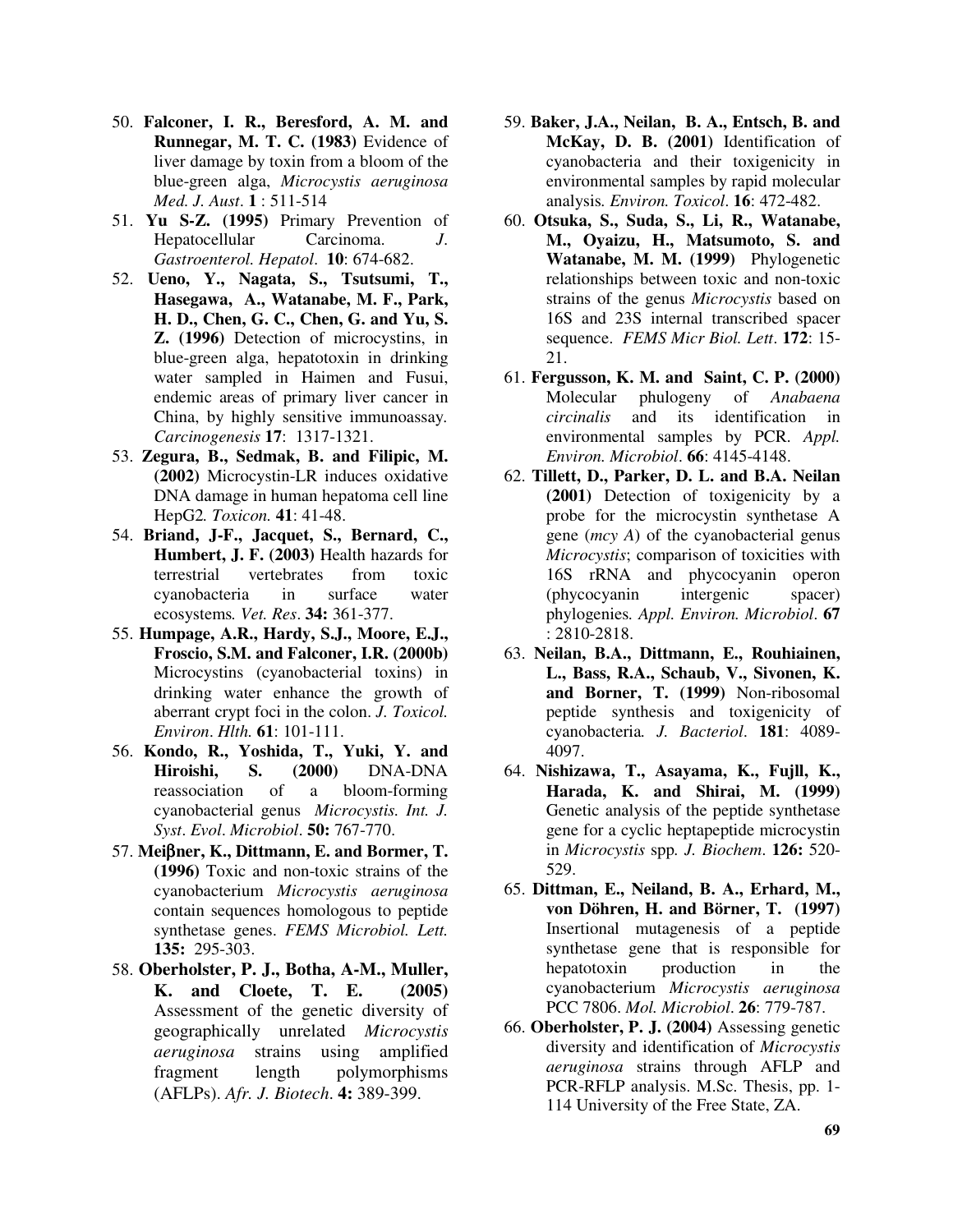50. **Falconer, I. R., Beresford, A. M. and Runnegar, M. T. C. (1983)** Evidence of liver damage by toxin from a bloom of the blue-green alga, *Microcystis aeruginosa Med. J. Aust*. **1** : 511-514

51. **Yu S-Z. (1995)** Primary Prevention of Hepatocellular Carcinoma. *J. Gastroenterol. Hepatol*. **10**: 674-682.

52. **Ueno, Y., Nagata, S., Tsutsumi, T., Hasegawa, A., Watanabe, M. F., Park, H. D., Chen, G. C., Chen, G. and Yu, S. Z. (1996)** Detection of microcystins, in blue-green alga, hepatotoxin in drinking water sampled in Haimen and Fusui, endemic areas of primary liver cancer in China, by highly sensitive immunoassay. *Carcinogenesis* **17**: 1317-1321.

53. **Zegura, B., Sedmak, B. and Filipic, M. (2002)** Microcystin-LR induces oxidative DNA damage in human hepatoma cell line HepG2. *Toxicon.* **41**: 41-48.

54. **Briand, J-F., Jacquet, S., Bernard, C., Humbert, J. F. (2003)** Health hazards for terrestrial vertebrates from toxic cyanobacteria in surface water ecosystems. *Vet. Res*. **34:** 361-377.

55. **Humpage, A.R., Hardy, S.J., Moore, E.J., Froscio, S.M. and Falconer, I.R. (2000b)** Microcystins (cyanobacterial toxins) in drinking water enhance the growth of aberrant crypt foci in the colon. *J. Toxicol. Environ. Hlth.* **61**: 101-111.

56. **Kondo, R., Yoshida, T., Yuki, Y. and Hiroishi, S. (2000)** DNA-DNA reassociation of a bloom-forming cyanobacterial genus *Microcystis. Int. J. Syst. Evol. Microbiol*. **50:** 767-770.

57. **Meiβner, K., Dittmann, E. and Bormer, T. (1996)** Toxic and non-toxic strains of the cyanobacterium *Microcystis aeruginosa* contain sequences homologous to peptide synthetase genes. *FEMS Microbiol. Lett.* **135:** 295-303.

58. **Oberholster, P. J., Botha, A-M., Muller, K. and Cloete, T. E. (2005)** Assessment of the genetic diversity of geographically unrelated *Microcystis aeruginosa* strains using amplified fragment length polymorphisms (AFLPs). *Afr. J. Biotech*. **4:** 389-399.

59. **Baker, J.A., Neilan, B. A., Entsch, B. and McKay, D. B. (2001)** Identification of cyanobacteria and their toxigenicity in environmental samples by rapid molecular analysis. *Environ. Toxicol*. **16**: 472-482.

60. **Otsuka, S., Suda, S., Li, R., Watanabe, M., Oyaizu, H., Matsumoto, S. and Watanabe, M. M. (1999)** Phylogenetic relationships between toxic and non-toxic strains of the genus *Microcystis* based on 16S and 23S internal transcribed spacer sequence. *FEMS Micr Biol. Lett*. **172**: 15-21.

61. **Fergusson, K. M. and Saint, C. P. (2000)** Molecular phulogeny of *Anabaena circinalis* and its identification in environmental samples by PCR. *Appl. Environ. Microbiol*. **66**: 4145-4148.

62. **Tillett, D., Parker, D. L. and B.A. Neilan (2001)** Detection of toxigenicity by a probe for the microcystin synthetase A gene (*mcy A*) of the cyanobacterial genus *Microcystis*; comparison of toxicities with 16S rRNA and phycocyanin operon (phycocyanin intergenic spacer) phylogenies. *Appl. Environ. Microbiol*. **67** : 2810-2818.

63. **Neilan, B.A., Dittmann, E., Rouhiainen, L., Bass, R.A., Schaub, V., Sivonen, K. and Borner, T. (1999)** Non-ribosomal peptide synthesis and toxigenicity of cyanobacteria*. J. Bacteriol*. **181**: 4089-4097.

64. **Nishizawa, T., Asayama, K., Fujll, K., Harada, K. and Shirai, M. (1999)** Genetic analysis of the peptide synthetase gene for a cyclic heptapeptide microcystin in *Microcystis* spp*. J. Biochem*. **126:** 520-529.

65. **Dittman, E., Neiland, B. A., Erhard, M., von Döhren, H. and Börner, T. (1997)** Insertional mutagenesis of a peptide synthetase gene that is responsible for hepatotoxin production in the cyanobacterium *Microcystis aeruginosa* PCC 7806. *Mol. Microbiol*. **26**: 779-787.

66. **Oberholster, P. J. (2004)** Assessing genetic diversity and identification of *Microcystis aeruginosa* strains through AFLP and PCR-RFLP analysis. M.Sc. Thesis, pp. 1-114 University of the Free State, ZA.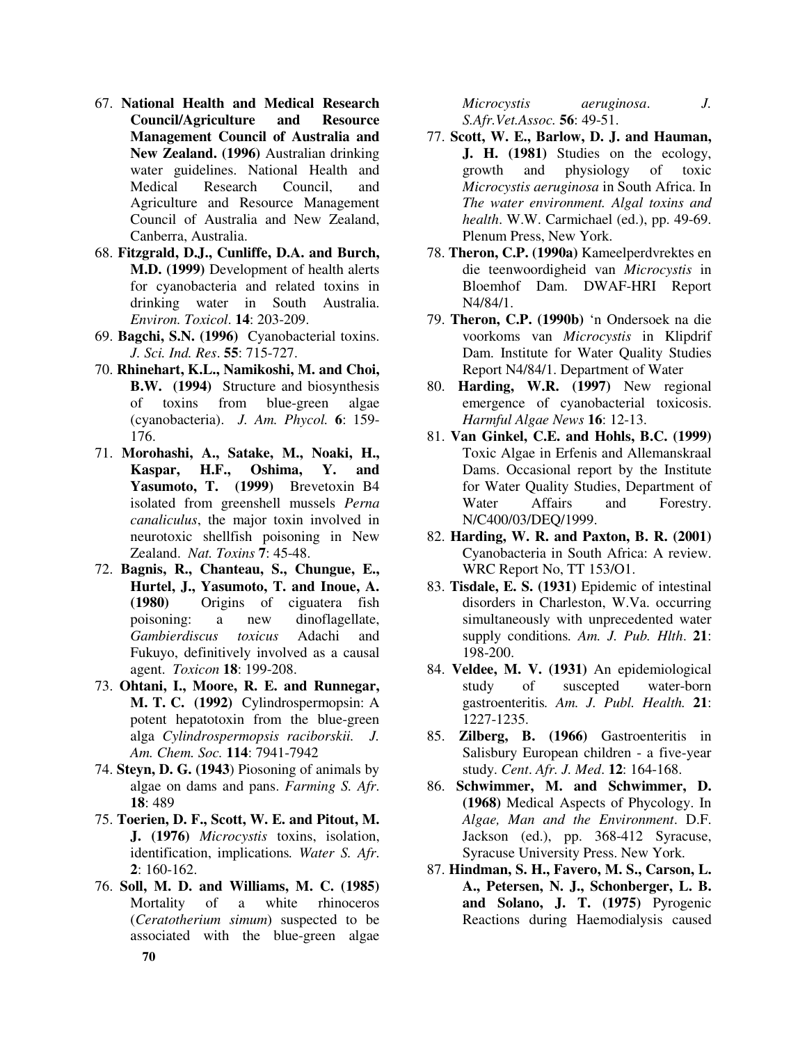67. **National Health and Medical Research Council/Agriculture and Resource Management Council of Australia and New Zealand. (1996)** Australian drinking water guidelines. National Health and Medical Research Council, and Agriculture and Resource Management Council of Australia and New Zealand, Canberra, Australia.
68. **Fitzgrald, D.J., Cunliffe, D.A. and Burch, M.D. (1999)** Development of health alerts for cyanobacteria and related toxins in drinking water in South Australia. *Environ. Toxicol*. **14**: 203-209.
69. **Bagchi, S.N. (1996)** Cyanobacterial toxins. *J. Sci. Ind. Res*. **55**: 715-727.
70. **Rhinehart, K.L., Namikoshi, M. and Choi, B.W. (1994)** Structure and biosynthesis of toxins from blue-green algae (cyanobacteria). *J. Am. Phycol.* **6**: 159-176.
71. **Morohashi, A., Satake, M., Noaki, H., Kaspar, H.F., Oshima, Y. and Yasumoto, T. (1999)** Brevetoxin B4 isolated from greenshell mussels *Perna canaliculus*, the major toxin involved in neurotoxic shellfish poisoning in New Zealand. *Nat. Toxins* **7**: 45-48.
72. **Bagnis, R., Chanteau, S., Chungue, E., Hurtel, J., Yasumoto, T. and Inoue, A. (1980)** Origins of ciguatera fish poisoning: a new dinoflagellate, *Gambierdiscus toxicus* Adachi and Fukuyo, definitively involved as a causal agent. *Toxicon* **18**: 199-208.
73. **Ohtani, I., Moore, R. E. and Runnegar, M. T. C. (1992)** Cylindrospermopsin: A potent hepatotoxin from the blue-green alga *Cylindrospermopsis raciborskii*. *J. Am. Chem. Soc*. **114**: 7941-7942
74. **Steyn, D. G. (1943)** Piosoning of animals by algae on dams and pans. *Farming S. Afr*. **18**: 489
75. **Toerien, D. F., Scott, W. E. and Pitout, M. J. (1976)** *Microcystis* toxins, isolation, identification, implications*. Water S. Afr*. **2**: 160-162.
76. **Soll, M. D. and Williams, M. C. (1985)** Mortality of a white rhinoceros (*Ceratotherium simum*) suspected to be associated with the blue-green algae *Microcystis aeruginosa*. *J. S.Afr.Vet.Assoc.* **56**: 49-51.
77. **Scott, W. E., Barlow, D. J. and Hauman, J. H. (1981)** Studies on the ecology, growth and physiology of toxic *Microcystis aeruginosa* in South Africa. In *The water environment. Algal toxins and health*. W.W. Carmichael (ed.), pp. 49-69. Plenum Press, New York.
78. **Theron, C.P. (1990a)** Kameelperdvrektes en die teenwoordigheid van *Microcystis* in Bloemhof Dam. DWAF-HRI Report N4/84/1.
79. **Theron, C.P. (1990b)** 'n Ondersoek na die voorkoms van *Microcystis* in Klipdrif Dam. Institute for Water Quality Studies Report N4/84/1. Department of Water
80. **Harding, W.R. (1997)** New regional emergence of cyanobacterial toxicosis. *Harmful Algae News* **16**: 12-13.
81. **Van Ginkel, C.E. and Hohls, B.C. (1999)** Toxic Algae in Erfenis and Allemanskraal Dams. Occasional report by the Institute for Water Quality Studies, Department of Water Affairs and Forestry. N/C400/03/DEQ/1999.
82. **Harding, W. R. and Paxton, B. R. (2001)** Cyanobacteria in South Africa: A review. WRC Report No, TT 153/O1.
83. **Tisdale, E. S. (1931)** Epidemic of intestinal disorders in Charleston, W.Va. occurring simultaneously with unprecedented water supply conditions*. Am. J. Pub. Hlth*. **21**: 198-200.
84. **Veldee, M. V. (1931)** An epidemiological study of suscepted water-born gastroenteritis*. Am. J. Publ. Health.* **21**: 1227-1235.
85. **Zilberg, B. (1966)** Gastroenteritis in Salisbury European children - a five-year study. *Cent. Afr. J. Med*. **12**: 164-168.
86. **Schwimmer, M. and Schwimmer, D. (1968)** Medical Aspects of Phycology. In *Algae, Man and the Environment*. D.F. Jackson (ed.), pp. 368-412 Syracuse, Syracuse University Press. New York.
87. **Hindman, S. H., Favero, M. S., Carson, L. A., Petersen, N. J., Schonberger, L. B. and Solano, J. T. (1975)** Pyrogenic Reactions during Haemodialysis caused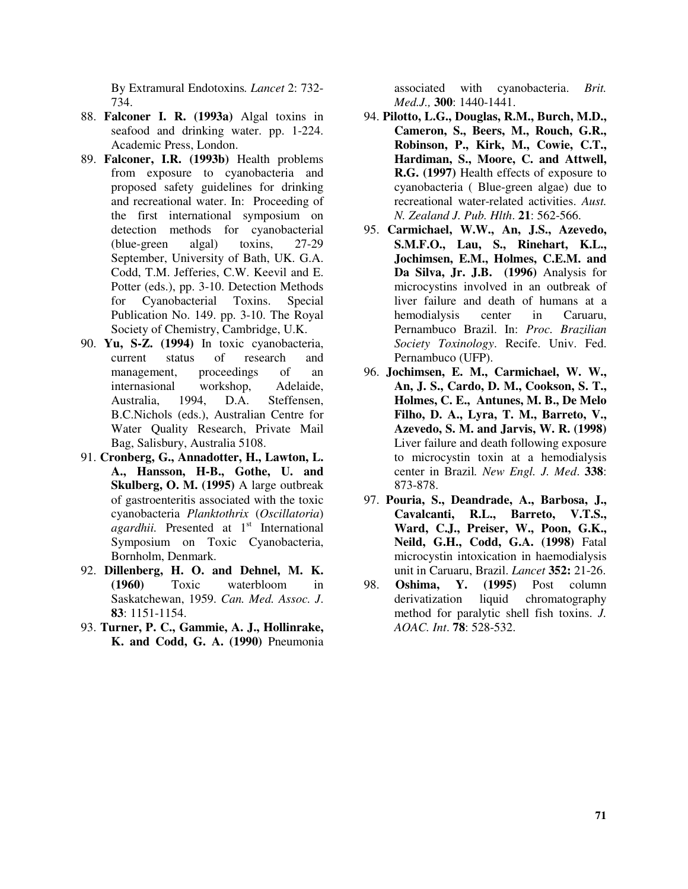By Extramural Endotoxins. *Lancet* 2: 732-734.

88. **Falconer I. R. (1993a)** Algal toxins in seafood and drinking water. pp. 1-224. Academic Press, London.
89. **Falconer, I.R. (1993b)** Health problems from exposure to cyanobacteria and proposed safety guidelines for drinking and recreational water. In: Proceeding of the first international symposium on detection methods for cyanobacterial (blue-green algal) toxins, 27-29 September, University of Bath, UK. G.A. Codd, T.M. Jefferies, C.W. Keevil and E. Potter (eds.), pp. 3-10. Detection Methods for Cyanobacterial Toxins. Special Publication No. 149. pp. 3-10. The Royal Society of Chemistry, Cambridge, U.K.
90. **Yu, S-Z. (1994)** In toxic cyanobacteria, current status of research and management, proceedings of an internasional workshop, Adelaide, Australia, 1994, D.A. Steffensen, B.C.Nichols (eds.), Australian Centre for Water Quality Research, Private Mail Bag, Salisbury, Australia 5108.
91. **Cronberg, G., Annadotter, H., Lawton, L. A., Hansson, H-B., Gothe, U. and Skulberg, O. M. (1995)** A large outbreak of gastroenteritis associated with the toxic cyanobacteria *Planktothrix* (*Oscillatoria*) *agardhii.* Presented at 1st International Symposium on Toxic Cyanobacteria, Bornholm, Denmark.
92. **Dillenberg, H. O. and Dehnel, M. K. (1960)** Toxic waterbloom in Saskatchewan, 1959. *Can. Med. Assoc. J*. **83**: 1151-1154.
93. **Turner, P. C., Gammie, A. J., Hollinrake, K. and Codd, G. A. (1990)** Pneumonia associated with cyanobacteria. *Brit. Med.J.,* **300**: 1440-1441.
94. **Pilotto, L.G., Douglas, R.M., Burch, M.D., Cameron, S., Beers, M., Rouch, G.R., Robinson, P., Kirk, M., Cowie, C.T., Hardiman, S., Moore, C. and Attwell, R.G. (1997)** Health effects of exposure to cyanobacteria ( Blue-green algae) due to recreational water-related activities. *Aust. N. Zealand J. Pub. Hlth*. **21**: 562-566.
95. **Carmichael, W.W., An, J.S., Azevedo, S.M.F.O., Lau, S., Rinehart, K.L., Jochimsen, E.M., Holmes, C.E.M. and Da Silva, Jr. J.B. (1996)** Analysis for microcystins involved in an outbreak of liver failure and death of humans at a hemodialysis center in Caruaru, Pernambuco Brazil. In: *Proc. Brazilian Society Toxinology*. Recife. Univ. Fed. Pernambuco (UFP).
96. **Jochimsen, E. M., Carmichael, W. W., An, J. S., Cardo, D. M., Cookson, S. T., Holmes, C. E., Antunes, M. B., De Melo Filho, D. A., Lyra, T. M., Barreto, V., Azevedo, S. M. and Jarvis, W. R. (1998)** Liver failure and death following exposure to microcystin toxin at a hemodialysis center in Brazil. *New Engl. J. Med*. **338**: 873-878.
97. **Pouria, S., Deandrade, A., Barbosa, J., Cavalcanti, R.L., Barreto, V.T.S., Ward, C.J., Preiser, W., Poon, G.K., Neild, G.H., Codd, G.A. (1998)** Fatal microcystin intoxication in haemodialysis unit in Caruaru, Brazil. *Lancet* **352:** 21-26.
98. **Oshima, Y. (1995)** Post column derivatization liquid chromatography method for paralytic shell fish toxins. *J. AOAC. Int*. **78**: 528-532.